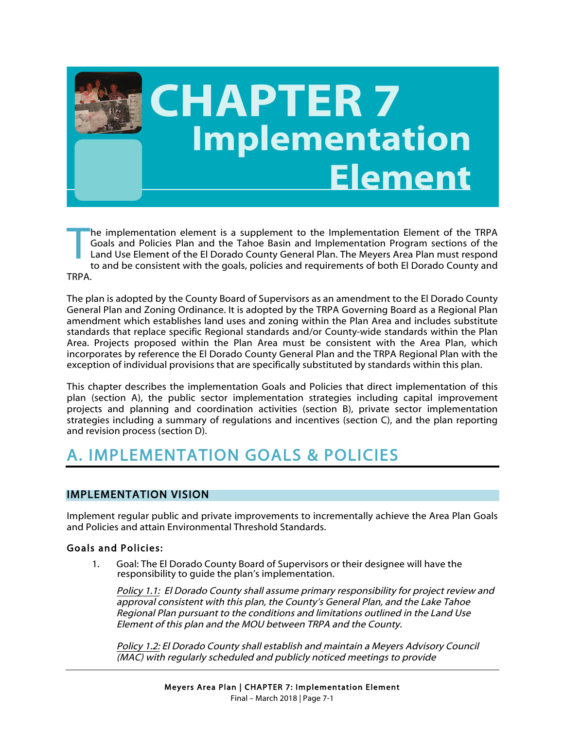# CHAPTER 7 Implementation Element

The implementation element is a supplement to the Implementation Element of the TRPA Goals and Policies Plan and the Tahoe Basin and Implementation Program sections of the Land Use Element of the El Dorado County General Plan. The Meyers Area Plan must respond to and be consistent with the goals, policies and requirements of both El Dorado County and TRPA.

The plan is adopted by the County Board of Supervisors as an amendment to the El Dorado County General Plan and Zoning Ordinance. It is adopted by the TRPA Governing Board as a Regional Plan amendment which establishes land uses and zoning within the Plan Area and includes substitute standards that replace specific Regional standards and/or County-wide standards within the Plan Area. Projects proposed within the Plan Area must be consistent with the Area Plan, which incorporates by reference the El Dorado County General Plan and the TRPA Regional Plan with the exception of individual provisions that are specifically substituted by standards within this plan.

This chapter describes the implementation Goals and Policies that direct implementation of this plan (section A), the public sector implementation strategies including capital improvement projects and planning and coordination activities (section B), private sector implementation strategies including a summary of regulations and incentives (section C), and the plan reporting and revision process (section D).

## A. IMPLEMENTATION GOALS & POLICIES

### IMPLEMENTATION VISION

Implement regular public and private improvements to incrementally achieve the Area Plan Goals and Policies and attain Environmental Threshold Standards.

#### Goals and Policies:

1. Goal: The El Dorado County Board of Supervisors or their designee will have the responsibility to guide the plan's implementation.

   *Policy 1.1: El Dorado County shall assume primary responsibility for project review and approval consistent with this plan, the County's General Plan, and the Lake Tahoe Regional Plan pursuant to the conditions and limitations outlined in the Land Use Element of this plan and the MOU between TRPA and the County.*

   *Policy 1.2: El Dorado County shall establish and maintain a Meyers Advisory Council (MAC) with regularly scheduled and publicly noticed meetings to provide*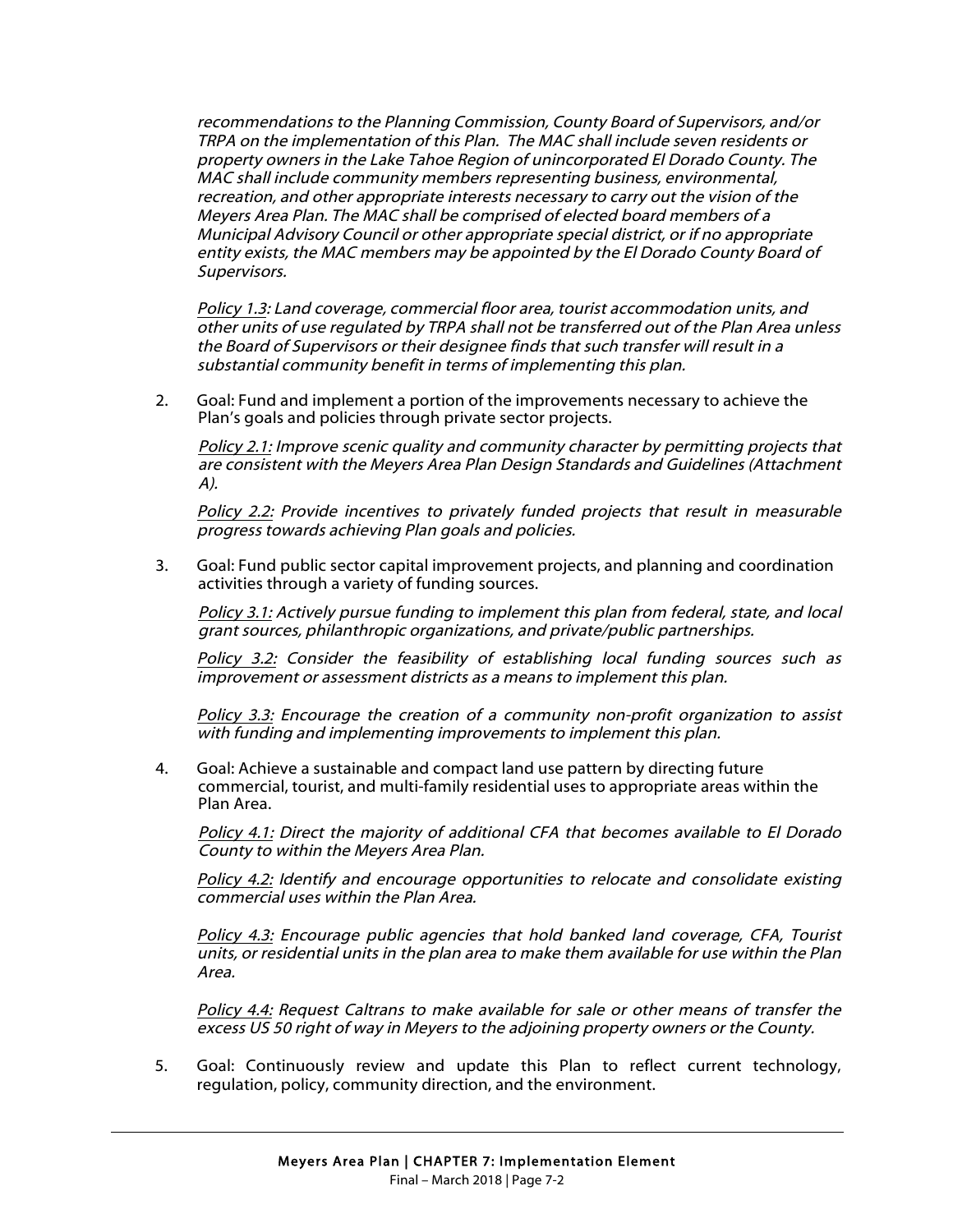*recommendations to the Planning Commission, County Board of Supervisors, and/or TRPA on the implementation of this Plan. The MAC shall include seven residents or property owners in the Lake Tahoe Region of unincorporated El Dorado County. The MAC shall include community members representing business, environmental, recreation, and other appropriate interests necessary to carry out the vision of the Meyers Area Plan. The MAC shall be comprised of elected board members of a Municipal Advisory Council or other appropriate special district, or if no appropriate entity exists, the MAC members may be appointed by the El Dorado County Board of Supervisors.*

*Policy 1.3: Land coverage, commercial floor area, tourist accommodation units, and other units of use regulated by TRPA shall not be transferred out of the Plan Area unless the Board of Supervisors or their designee finds that such transfer will result in a substantial community benefit in terms of implementing this plan.*

2. Goal: Fund and implement a portion of the improvements necessary to achieve the Plan's goals and policies through private sector projects.

   *Policy 2.1: Improve scenic quality and community character by permitting projects that are consistent with the Meyers Area Plan Design Standards and Guidelines (Attachment A).*

   *Policy 2.2: Provide incentives to privately funded projects that result in measurable progress towards achieving Plan goals and policies.*

3. Goal: Fund public sector capital improvement projects, and planning and coordination activities through a variety of funding sources.

   *Policy 3.1: Actively pursue funding to implement this plan from federal, state, and local grant sources, philanthropic organizations, and private/public partnerships.*

   *Policy 3.2: Consider the feasibility of establishing local funding sources such as improvement or assessment districts as a means to implement this plan.*

   *Policy 3.3: Encourage the creation of a community non-profit organization to assist with funding and implementing improvements to implement this plan.*

4. Goal: Achieve a sustainable and compact land use pattern by directing future commercial, tourist, and multi-family residential uses to appropriate areas within the Plan Area.

   *Policy 4.1: Direct the majority of additional CFA that becomes available to El Dorado County to within the Meyers Area Plan.*

   *Policy 4.2: Identify and encourage opportunities to relocate and consolidate existing commercial uses within the Plan Area.*

   *Policy 4.3: Encourage public agencies that hold banked land coverage, CFA, Tourist units, or residential units in the plan area to make them available for use within the Plan Area.*

   *Policy 4.4: Request Caltrans to make available for sale or other means of transfer the excess US 50 right of way in Meyers to the adjoining property owners or the County.*

5. Goal: Continuously review and update this Plan to reflect current technology, regulation, policy, community direction, and the environment.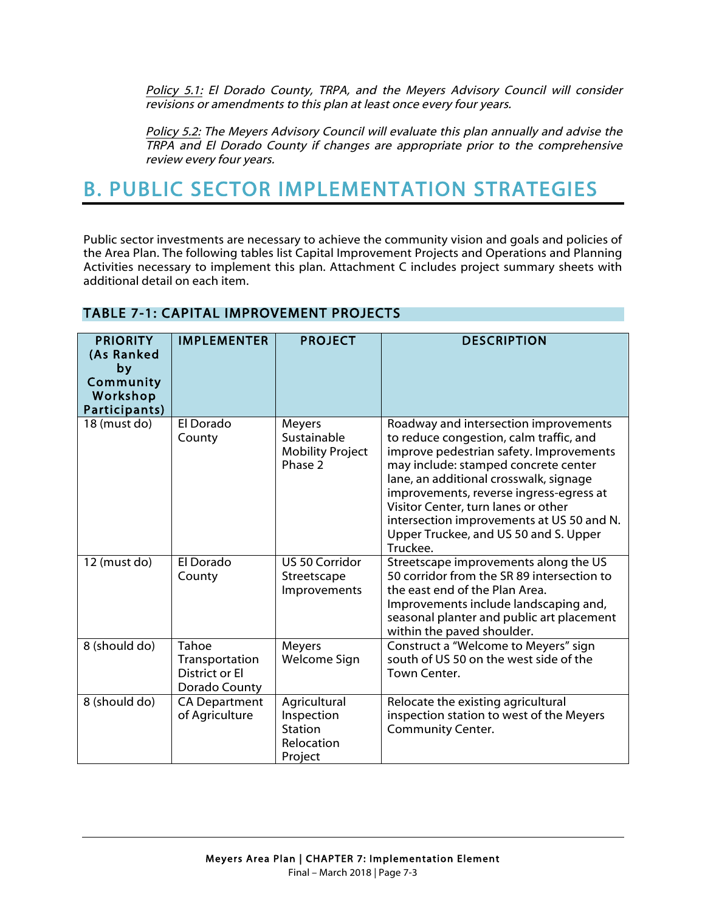*Policy 5.1: El Dorado County, TRPA, and the Meyers Advisory Council will consider revisions or amendments to this plan at least once every four years.*

*Policy 5.2: The Meyers Advisory Council will evaluate this plan annually and advise the TRPA and El Dorado County if changes are appropriate prior to the comprehensive review every four years.*

# B. PUBLIC SECTOR IMPLEMENTATION STRATEGIES

Public sector investments are necessary to achieve the community vision and goals and policies of the Area Plan. The following tables list Capital Improvement Projects and Operations and Planning Activities necessary to implement this plan. Attachment C includes project summary sheets with additional detail on each item.

## TABLE 7-1: CAPITAL IMPROVEMENT PROJECTS

| PRIORITY (As Ranked by Community Workshop Participants) | IMPLEMENTER | PROJECT | DESCRIPTION |
|---|---|---|---|
| 18 (must do) | El Dorado County | Meyers Sustainable Mobility Project Phase 2 | Roadway and intersection improvements to reduce congestion, calm traffic, and improve pedestrian safety. Improvements may include: stamped concrete center lane, an additional crosswalk, signage improvements, reverse ingress-egress at Visitor Center, turn lanes or other intersection improvements at US 50 and N. Upper Truckee, and US 50 and S. Upper Truckee. |
| 12 (must do) | El Dorado County | US 50 Corridor Streetscape Improvements | Streetscape improvements along the US 50 corridor from the SR 89 intersection to the east end of the Plan Area. Improvements include landscaping and, seasonal planter and public art placement within the paved shoulder. |
| 8 (should do) | Tahoe Transportation District or El Dorado County | Meyers Welcome Sign | Construct a "Welcome to Meyers" sign south of US 50 on the west side of the Town Center. |
| 8 (should do) | CA Department of Agriculture | Agricultural Inspection Station Relocation Project | Relocate the existing agricultural inspection station to west of the Meyers Community Center. |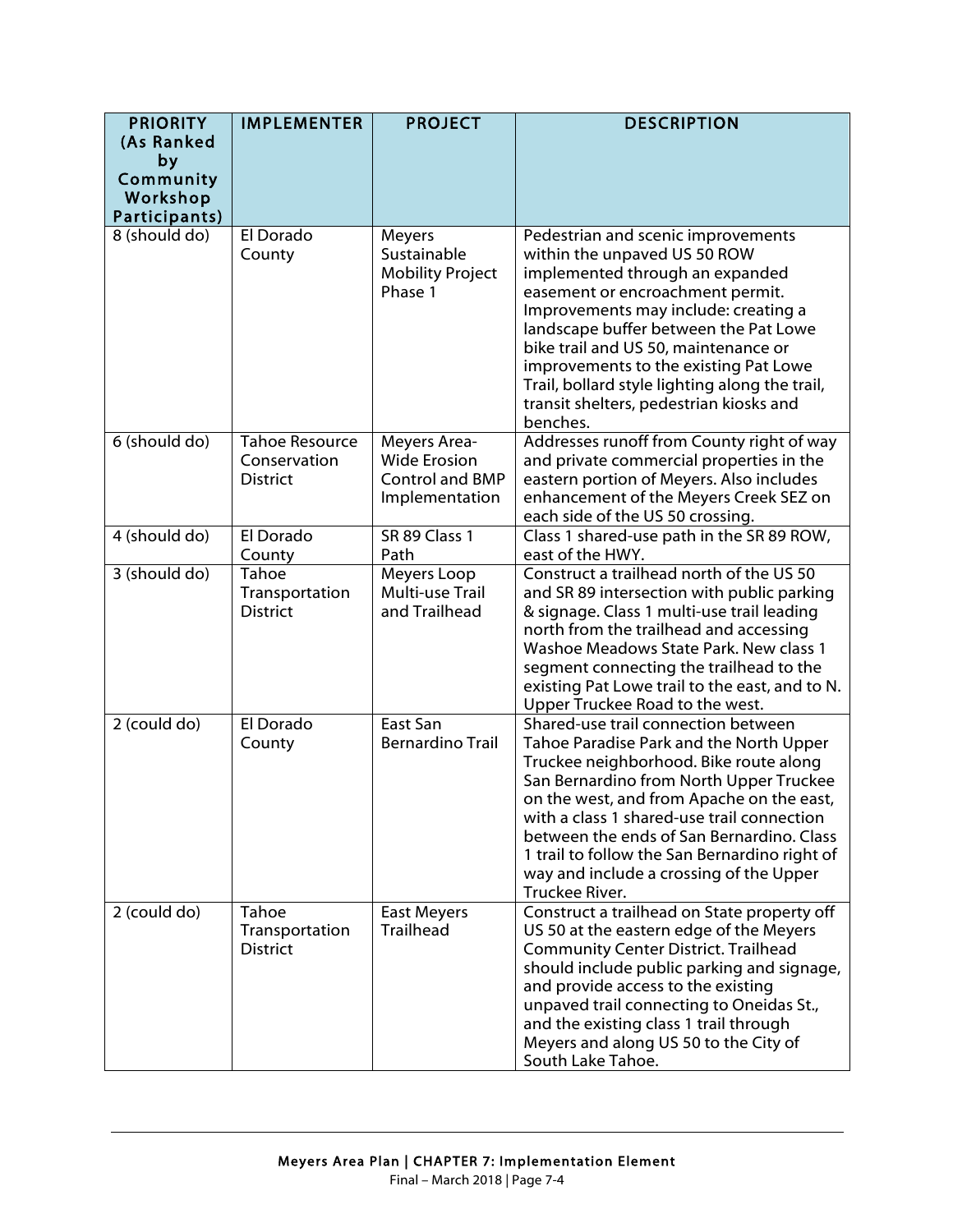| PRIORITY (As Ranked by Community Workshop Participants) | IMPLEMENTER | PROJECT | DESCRIPTION |
|---|---|---|---|
| 8 (should do) | El Dorado County | Meyers Sustainable Mobility Project Phase 1 | Pedestrian and scenic improvements within the unpaved US 50 ROW implemented through an expanded easement or encroachment permit. Improvements may include: creating a landscape buffer between the Pat Lowe bike trail and US 50, maintenance or improvements to the existing Pat Lowe Trail, bollard style lighting along the trail, transit shelters, pedestrian kiosks and benches. |
| 6 (should do) | Tahoe Resource Conservation District | Meyers Area-Wide Erosion Control and BMP Implementation | Addresses runoff from County right of way and private commercial properties in the eastern portion of Meyers. Also includes enhancement of the Meyers Creek SEZ on each side of the US 50 crossing. |
| 4 (should do) | El Dorado County | SR 89 Class 1 Path | Class 1 shared-use path in the SR 89 ROW, east of the HWY. |
| 3 (should do) | Tahoe Transportation District | Meyers Loop Multi-use Trail and Trailhead | Construct a trailhead north of the US 50 and SR 89 intersection with public parking & signage. Class 1 multi-use trail leading north from the trailhead and accessing Washoe Meadows State Park. New class 1 segment connecting the trailhead to the existing Pat Lowe trail to the east, and to N. Upper Truckee Road to the west. |
| 2 (could do) | El Dorado County | East San Bernardino Trail | Shared-use trail connection between Tahoe Paradise Park and the North Upper Truckee neighborhood. Bike route along San Bernardino from North Upper Truckee on the west, and from Apache on the east, with a class 1 shared-use trail connection between the ends of San Bernardino. Class 1 trail to follow the San Bernardino right of way and include a crossing of the Upper Truckee River. |
| 2 (could do) | Tahoe Transportation District | East Meyers Trailhead | Construct a trailhead on State property off US 50 at the eastern edge of the Meyers Community Center District. Trailhead should include public parking and signage, and provide access to the existing unpaved trail connecting to Oneidas St., and the existing class 1 trail through Meyers and along US 50 to the City of South Lake Tahoe. |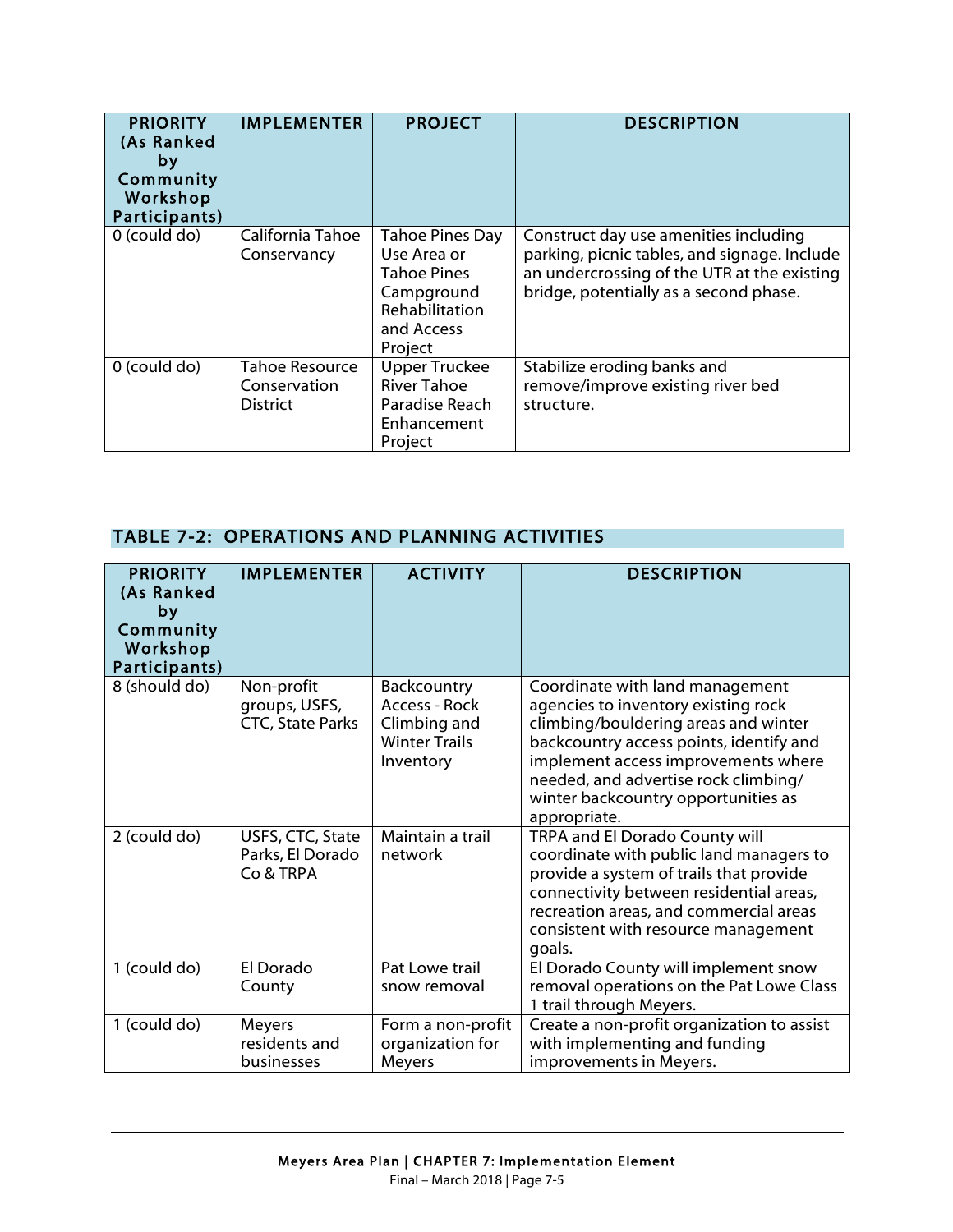| PRIORITY (As Ranked by Community Workshop Participants) | IMPLEMENTER | PROJECT | DESCRIPTION |
|---|---|---|---|
| 0 (could do) | California Tahoe Conservancy | Tahoe Pines Day Use Area or Tahoe Pines Campground Rehabilitation and Access Project | Construct day use amenities including parking, picnic tables, and signage. Include an undercrossing of the UTR at the existing bridge, potentially as a second phase. |
| 0 (could do) | Tahoe Resource Conservation District | Upper Truckee River Tahoe Paradise Reach Enhancement Project | Stabilize eroding banks and remove/improve existing river bed structure. |

## TABLE 7-2: OPERATIONS AND PLANNING ACTIVITIES

| PRIORITY (As Ranked by Community Workshop Participants) | IMPLEMENTER | ACTIVITY | DESCRIPTION |
|---|---|---|---|
| 8 (should do) | Non-profit groups, USFS, CTC, State Parks | Backcountry Access - Rock Climbing and Winter Trails Inventory | Coordinate with land management agencies to inventory existing rock climbing/bouldering areas and winter backcountry access points, identify and implement access improvements where needed, and advertise rock climbing/ winter backcountry opportunities as appropriate. |
| 2 (could do) | USFS, CTC, State Parks, El Dorado Co & TRPA | Maintain a trail network | TRPA and El Dorado County will coordinate with public land managers to provide a system of trails that provide connectivity between residential areas, recreation areas, and commercial areas consistent with resource management goals. |
| 1 (could do) | El Dorado County | Pat Lowe trail snow removal | El Dorado County will implement snow removal operations on the Pat Lowe Class 1 trail through Meyers. |
| 1 (could do) | Meyers residents and businesses | Form a non-profit organization for Meyers | Create a non-profit organization to assist with implementing and funding improvements in Meyers. |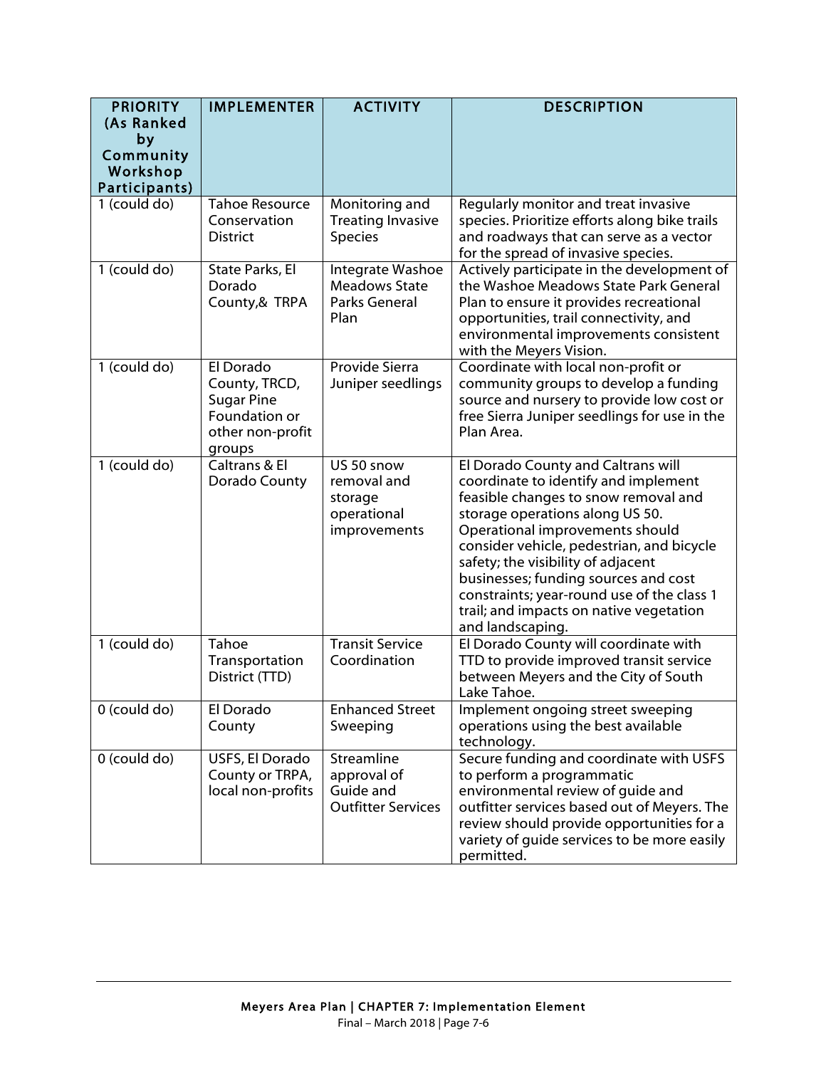| PRIORITY (As Ranked by Community Workshop Participants) | IMPLEMENTER | ACTIVITY | DESCRIPTION |
|---|---|---|---|
| 1 (could do) | Tahoe Resource Conservation District | Monitoring and Treating Invasive Species | Regularly monitor and treat invasive species. Prioritize efforts along bike trails and roadways that can serve as a vector for the spread of invasive species. |
| 1 (could do) | State Parks, El Dorado County,& TRPA | Integrate Washoe Meadows State Parks General Plan | Actively participate in the development of the Washoe Meadows State Park General Plan to ensure it provides recreational opportunities, trail connectivity, and environmental improvements consistent with the Meyers Vision. |
| 1 (could do) | El Dorado County, TRCD, Sugar Pine Foundation or other non-profit groups | Provide Sierra Juniper seedlings | Coordinate with local non-profit or community groups to develop a funding source and nursery to provide low cost or free Sierra Juniper seedlings for use in the Plan Area. |
| 1 (could do) | Caltrans & El Dorado County | US 50 snow removal and storage operational improvements | El Dorado County and Caltrans will coordinate to identify and implement feasible changes to snow removal and storage operations along US 50. Operational improvements should consider vehicle, pedestrian, and bicycle safety; the visibility of adjacent businesses; funding sources and cost constraints; year-round use of the class 1 trail; and impacts on native vegetation and landscaping. |
| 1 (could do) | Tahoe Transportation District (TTD) | Transit Service Coordination | El Dorado County will coordinate with TTD to provide improved transit service between Meyers and the City of South Lake Tahoe. |
| 0 (could do) | El Dorado County | Enhanced Street Sweeping | Implement ongoing street sweeping operations using the best available technology. |
| 0 (could do) | USFS, El Dorado County or TRPA, local non-profits | Streamline approval of Guide and Outfitter Services | Secure funding and coordinate with USFS to perform a programmatic environmental review of guide and outfitter services based out of Meyers. The review should provide opportunities for a variety of guide services to be more easily permitted. |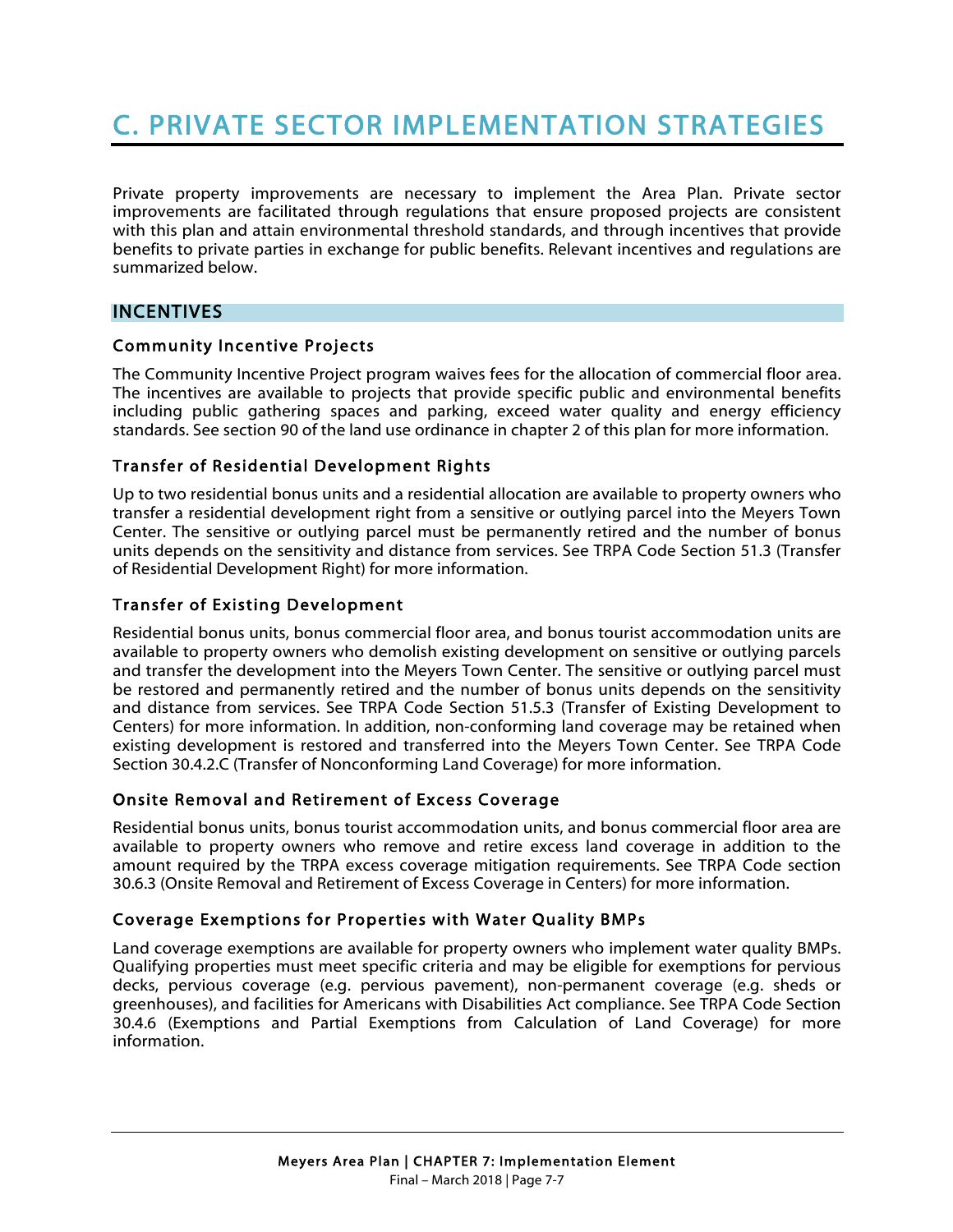# C. PRIVATE SECTOR IMPLEMENTATION STRATEGIES

Private property improvements are necessary to implement the Area Plan. Private sector improvements are facilitated through regulations that ensure proposed projects are consistent with this plan and attain environmental threshold standards, and through incentives that provide benefits to private parties in exchange for public benefits. Relevant incentives and regulations are summarized below.

## INCENTIVES

### Community Incentive Projects

The Community Incentive Project program waives fees for the allocation of commercial floor area. The incentives are available to projects that provide specific public and environmental benefits including public gathering spaces and parking, exceed water quality and energy efficiency standards. See section 90 of the land use ordinance in chapter 2 of this plan for more information.

### Transfer of Residential Development Rights

Up to two residential bonus units and a residential allocation are available to property owners who transfer a residential development right from a sensitive or outlying parcel into the Meyers Town Center. The sensitive or outlying parcel must be permanently retired and the number of bonus units depends on the sensitivity and distance from services. See TRPA Code Section 51.3 (Transfer of Residential Development Right) for more information.

### Transfer of Existing Development

Residential bonus units, bonus commercial floor area, and bonus tourist accommodation units are available to property owners who demolish existing development on sensitive or outlying parcels and transfer the development into the Meyers Town Center. The sensitive or outlying parcel must be restored and permanently retired and the number of bonus units depends on the sensitivity and distance from services. See TRPA Code Section 51.5.3 (Transfer of Existing Development to Centers) for more information. In addition, non-conforming land coverage may be retained when existing development is restored and transferred into the Meyers Town Center. See TRPA Code Section 30.4.2.C (Transfer of Nonconforming Land Coverage) for more information.

### Onsite Removal and Retirement of Excess Coverage

Residential bonus units, bonus tourist accommodation units, and bonus commercial floor area are available to property owners who remove and retire excess land coverage in addition to the amount required by the TRPA excess coverage mitigation requirements. See TRPA Code section 30.6.3 (Onsite Removal and Retirement of Excess Coverage in Centers) for more information.

### Coverage Exemptions for Properties with Water Quality BMPs

Land coverage exemptions are available for property owners who implement water quality BMPs. Qualifying properties must meet specific criteria and may be eligible for exemptions for pervious decks, pervious coverage (e.g. pervious pavement), non-permanent coverage (e.g. sheds or greenhouses), and facilities for Americans with Disabilities Act compliance. See TRPA Code Section 30.4.6 (Exemptions and Partial Exemptions from Calculation of Land Coverage) for more information.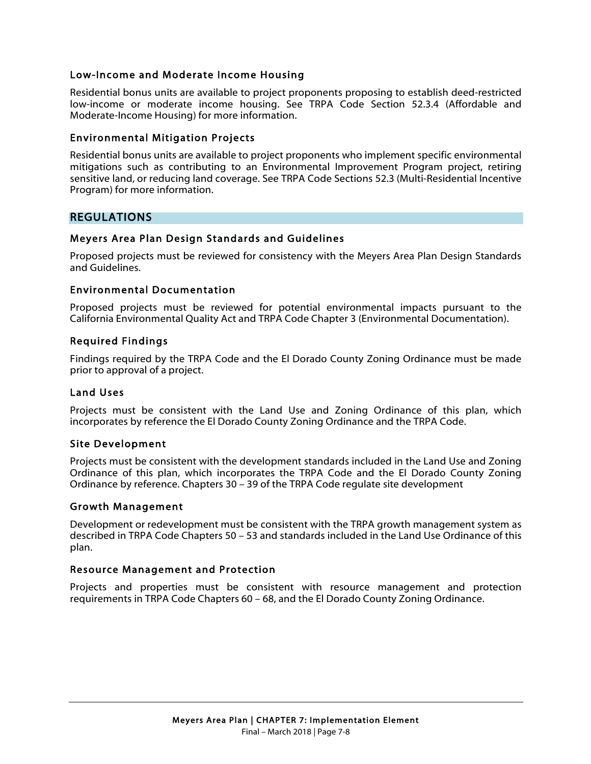### Low-Income and Moderate Income Housing

Residential bonus units are available to project proponents proposing to establish deed-restricted low-income or moderate income housing. See TRPA Code Section 52.3.4 (Affordable and Moderate-Income Housing) for more information.

### Environmental Mitigation Projects

Residential bonus units are available to project proponents who implement specific environmental mitigations such as contributing to an Environmental Improvement Program project, retiring sensitive land, or reducing land coverage. See TRPA Code Sections 52.3 (Multi-Residential Incentive Program) for more information.

## REGULATIONS

### Meyers Area Plan Design Standards and Guidelines

Proposed projects must be reviewed for consistency with the Meyers Area Plan Design Standards and Guidelines.

### Environmental Documentation

Proposed projects must be reviewed for potential environmental impacts pursuant to the California Environmental Quality Act and TRPA Code Chapter 3 (Environmental Documentation).

### Required Findings

Findings required by the TRPA Code and the El Dorado County Zoning Ordinance must be made prior to approval of a project.

### Land Uses

Projects must be consistent with the Land Use and Zoning Ordinance of this plan, which incorporates by reference the El Dorado County Zoning Ordinance and the TRPA Code.

### Site Development

Projects must be consistent with the development standards included in the Land Use and Zoning Ordinance of this plan, which incorporates the TRPA Code and the El Dorado County Zoning Ordinance by reference. Chapters 30 – 39 of the TRPA Code regulate site development

### Growth Management

Development or redevelopment must be consistent with the TRPA growth management system as described in TRPA Code Chapters 50 – 53 and standards included in the Land Use Ordinance of this plan.

### Resource Management and Protection

Projects and properties must be consistent with resource management and protection requirements in TRPA Code Chapters 60 – 68, and the El Dorado County Zoning Ordinance.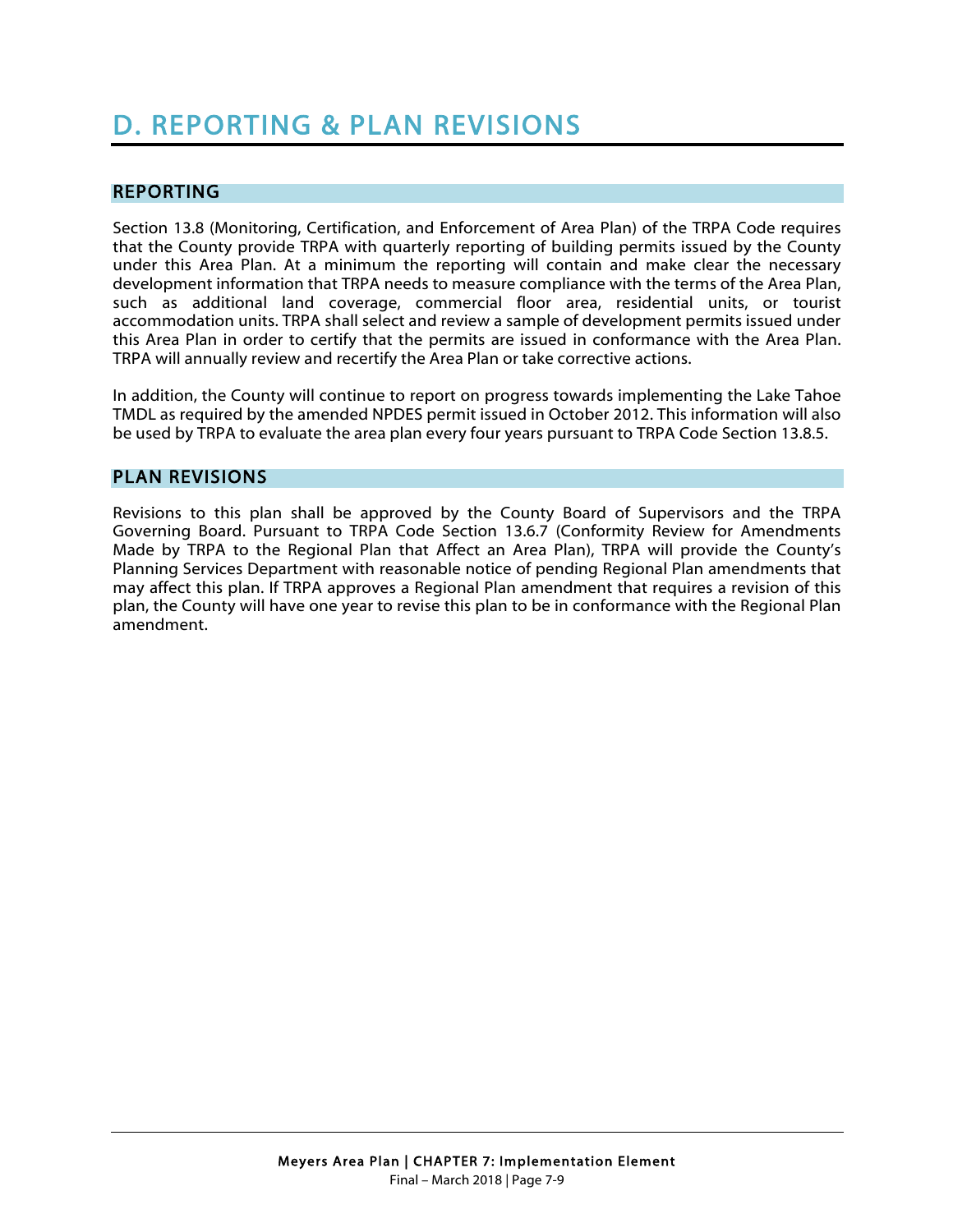# D. REPORTING & PLAN REVISIONS

## REPORTING

Section 13.8 (Monitoring, Certification, and Enforcement of Area Plan) of the TRPA Code requires that the County provide TRPA with quarterly reporting of building permits issued by the County under this Area Plan. At a minimum the reporting will contain and make clear the necessary development information that TRPA needs to measure compliance with the terms of the Area Plan, such as additional land coverage, commercial floor area, residential units, or tourist accommodation units. TRPA shall select and review a sample of development permits issued under this Area Plan in order to certify that the permits are issued in conformance with the Area Plan. TRPA will annually review and recertify the Area Plan or take corrective actions.

In addition, the County will continue to report on progress towards implementing the Lake Tahoe TMDL as required by the amended NPDES permit issued in October 2012. This information will also be used by TRPA to evaluate the area plan every four years pursuant to TRPA Code Section 13.8.5.

## PLAN REVISIONS

Revisions to this plan shall be approved by the County Board of Supervisors and the TRPA Governing Board. Pursuant to TRPA Code Section 13.6.7 (Conformity Review for Amendments Made by TRPA to the Regional Plan that Affect an Area Plan), TRPA will provide the County's Planning Services Department with reasonable notice of pending Regional Plan amendments that may affect this plan. If TRPA approves a Regional Plan amendment that requires a revision of this plan, the County will have one year to revise this plan to be in conformance with the Regional Plan amendment.